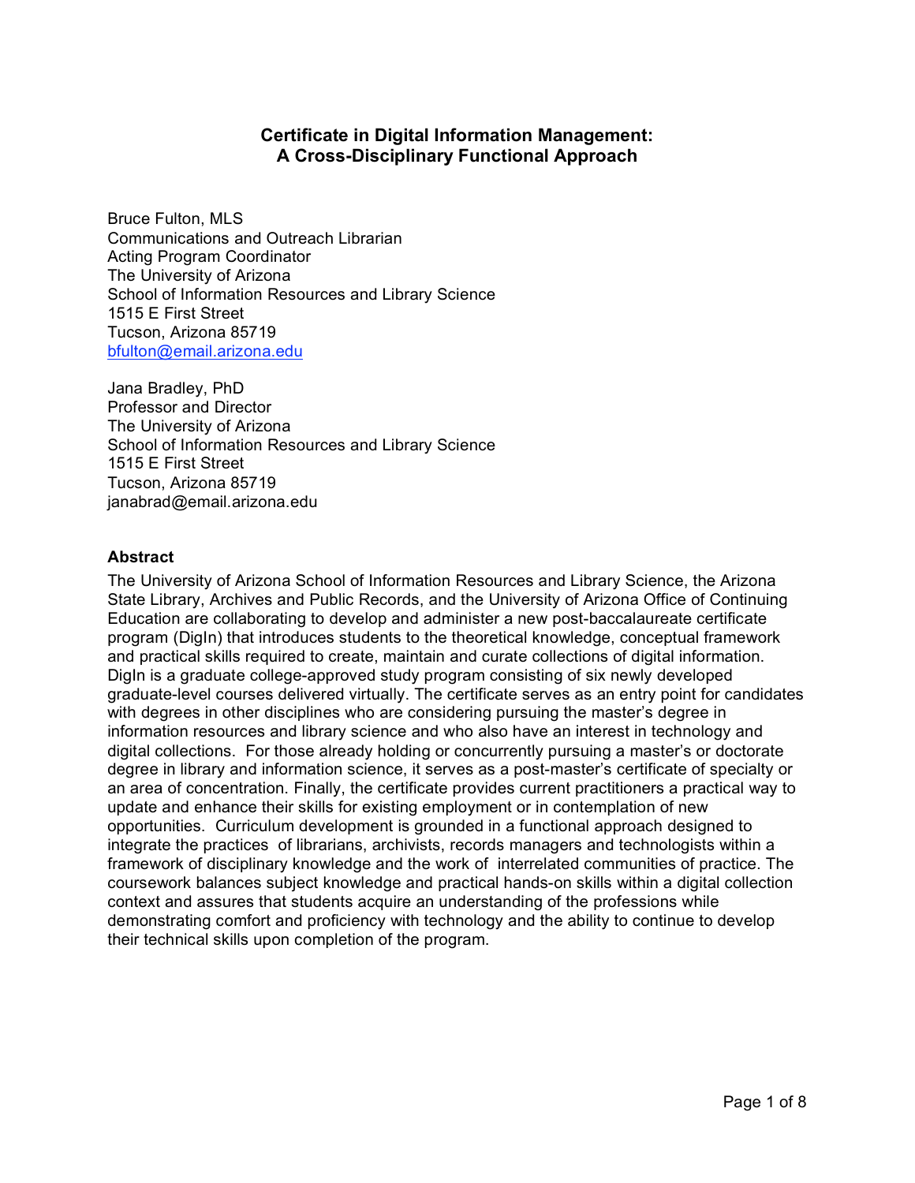# Certificate in Digital Information Management: A Cross-Disciplinary Functional Approach

Bruce Fulton, MLS
Communications and Outreach Librarian
Acting Program Coordinator
The University of Arizona
School of Information Resources and Library Science
1515 E First Street
Tucson, Arizona 85719
bfulton@email.arizona.edu

Jana Bradley, PhD
Professor and Director
The University of Arizona
School of Information Resources and Library Science
1515 E First Street
Tucson, Arizona 85719
janabrad@email.arizona.edu

## Abstract

The University of Arizona School of Information Resources and Library Science, the Arizona State Library, Archives and Public Records, and the University of Arizona Office of Continuing Education are collaborating to develop and administer a new post-baccalaureate certificate program (DigIn) that introduces students to the theoretical knowledge, conceptual framework and practical skills required to create, maintain and curate collections of digital information. DigIn is a graduate college-approved study program consisting of six newly developed graduate-level courses delivered virtually. The certificate serves as an entry point for candidates with degrees in other disciplines who are considering pursuing the master's degree in information resources and library science and who also have an interest in technology and digital collections. For those already holding or concurrently pursuing a master's or doctorate degree in library and information science, it serves as a post-master's certificate of specialty or an area of concentration. Finally, the certificate provides current practitioners a practical way to update and enhance their skills for existing employment or in contemplation of new opportunities. Curriculum development is grounded in a functional approach designed to integrate the practices of librarians, archivists, records managers and technologists within a framework of disciplinary knowledge and the work of interrelated communities of practice. The coursework balances subject knowledge and practical hands-on skills within a digital collection context and assures that students acquire an understanding of the professions while demonstrating comfort and proficiency with technology and the ability to continue to develop their technical skills upon completion of the program.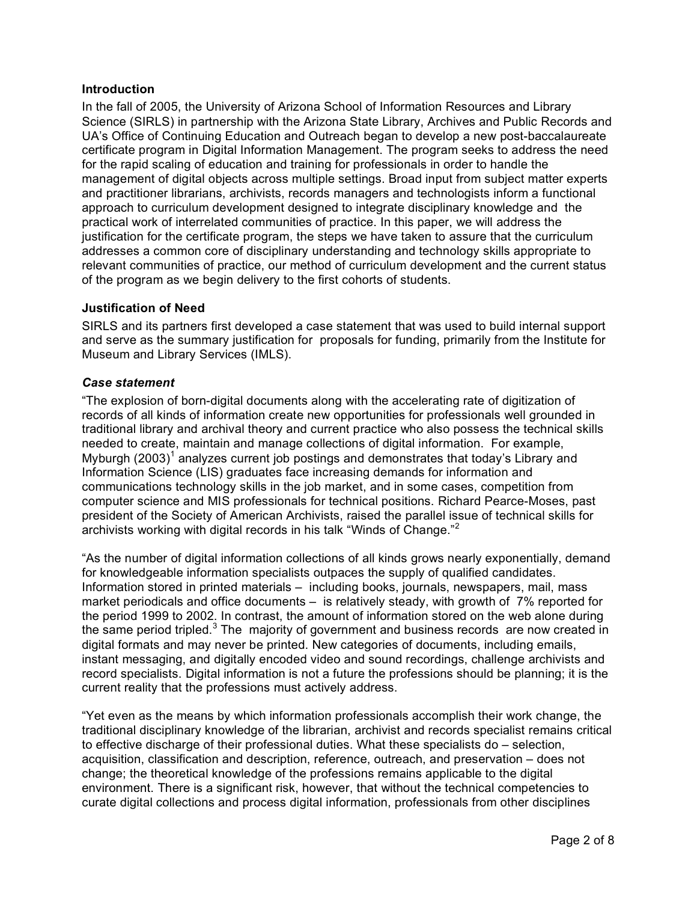### Introduction

In the fall of 2005, the University of Arizona School of Information Resources and Library Science (SIRLS) in partnership with the Arizona State Library, Archives and Public Records and UA's Office of Continuing Education and Outreach began to develop a new post-baccalaureate certificate program in Digital Information Management. The program seeks to address the need for the rapid scaling of education and training for professionals in order to handle the management of digital objects across multiple settings. Broad input from subject matter experts and practitioner librarians, archivists, records managers and technologists inform a functional approach to curriculum development designed to integrate disciplinary knowledge and the practical work of interrelated communities of practice. In this paper, we will address the justification for the certificate program, the steps we have taken to assure that the curriculum addresses a common core of disciplinary understanding and technology skills appropriate to relevant communities of practice, our method of curriculum development and the current status of the program as we begin delivery to the first cohorts of students.

### Justification of Need

SIRLS and its partners first developed a case statement that was used to build internal support and serve as the summary justification for proposals for funding, primarily from the Institute for Museum and Library Services (IMLS).

#### *Case statement*

"The explosion of born-digital documents along with the accelerating rate of digitization of records of all kinds of information create new opportunities for professionals well grounded in traditional library and archival theory and current practice who also possess the technical skills needed to create, maintain and manage collections of digital information. For example, Myburgh (2003)[1] analyzes current job postings and demonstrates that today's Library and Information Science (LIS) graduates face increasing demands for information and communications technology skills in the job market, and in some cases, competition from computer science and MIS professionals for technical positions. Richard Pearce-Moses, past president of the Society of American Archivists, raised the parallel issue of technical skills for archivists working with digital records in his talk "Winds of Change."[2]

"As the number of digital information collections of all kinds grows nearly exponentially, demand for knowledgeable information specialists outpaces the supply of qualified candidates. Information stored in printed materials – including books, journals, newspapers, mail, mass market periodicals and office documents – is relatively steady, with growth of 7% reported for the period 1999 to 2002. In contrast, the amount of information stored on the web alone during the same period tripled.[3] The majority of government and business records are now created in digital formats and may never be printed. New categories of documents, including emails, instant messaging, and digitally encoded video and sound recordings, challenge archivists and record specialists. Digital information is not a future the professions should be planning; it is the current reality that the professions must actively address.

"Yet even as the means by which information professionals accomplish their work change, the traditional disciplinary knowledge of the librarian, archivist and records specialist remains critical to effective discharge of their professional duties. What these specialists do – selection, acquisition, classification and description, reference, outreach, and preservation – does not change; the theoretical knowledge of the professions remains applicable to the digital environment. There is a significant risk, however, that without the technical competencies to curate digital collections and process digital information, professionals from other disciplines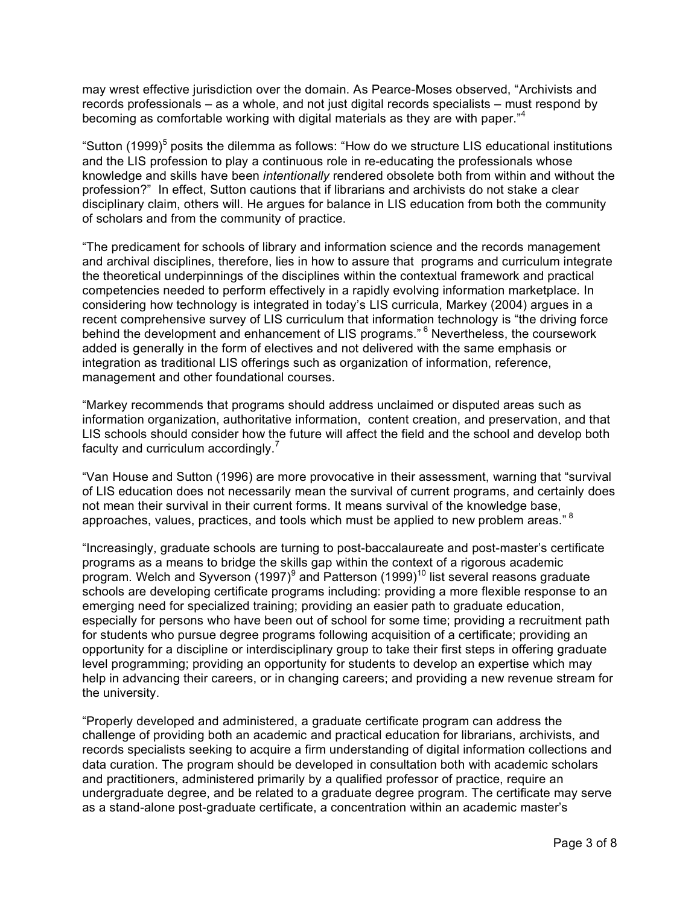may wrest effective jurisdiction over the domain. As Pearce-Moses observed, "Archivists and records professionals – as a whole, and not just digital records specialists – must respond by becoming as comfortable working with digital materials as they are with paper."[4]

"Sutton (1999)[5] posits the dilemma as follows: "How do we structure LIS educational institutions and the LIS profession to play a continuous role in re-educating the professionals whose knowledge and skills have been *intentionally* rendered obsolete both from within and without the profession?" In effect, Sutton cautions that if librarians and archivists do not stake a clear disciplinary claim, others will. He argues for balance in LIS education from both the community of scholars and from the community of practice.

"The predicament for schools of library and information science and the records management and archival disciplines, therefore, lies in how to assure that programs and curriculum integrate the theoretical underpinnings of the disciplines within the contextual framework and practical competencies needed to perform effectively in a rapidly evolving information marketplace. In considering how technology is integrated in today's LIS curricula, Markey (2004) argues in a recent comprehensive survey of LIS curriculum that information technology is "the driving force behind the development and enhancement of LIS programs." [6] Nevertheless, the coursework added is generally in the form of electives and not delivered with the same emphasis or integration as traditional LIS offerings such as organization of information, reference, management and other foundational courses.

"Markey recommends that programs should address unclaimed or disputed areas such as information organization, authoritative information, content creation, and preservation, and that LIS schools should consider how the future will affect the field and the school and develop both faculty and curriculum accordingly.[7]

"Van House and Sutton (1996) are more provocative in their assessment, warning that "survival of LIS education does not necessarily mean the survival of current programs, and certainly does not mean their survival in their current forms. It means survival of the knowledge base, approaches, values, practices, and tools which must be applied to new problem areas." [8]

"Increasingly, graduate schools are turning to post-baccalaureate and post-master's certificate programs as a means to bridge the skills gap within the context of a rigorous academic program. Welch and Syverson (1997)[9] and Patterson (1999)[10] list several reasons graduate schools are developing certificate programs including: providing a more flexible response to an emerging need for specialized training; providing an easier path to graduate education, especially for persons who have been out of school for some time; providing a recruitment path for students who pursue degree programs following acquisition of a certificate; providing an opportunity for a discipline or interdisciplinary group to take their first steps in offering graduate level programming; providing an opportunity for students to develop an expertise which may help in advancing their careers, or in changing careers; and providing a new revenue stream for the university.

"Properly developed and administered, a graduate certificate program can address the challenge of providing both an academic and practical education for librarians, archivists, and records specialists seeking to acquire a firm understanding of digital information collections and data curation. The program should be developed in consultation both with academic scholars and practitioners, administered primarily by a qualified professor of practice, require an undergraduate degree, and be related to a graduate degree program. The certificate may serve as a stand-alone post-graduate certificate, a concentration within an academic master's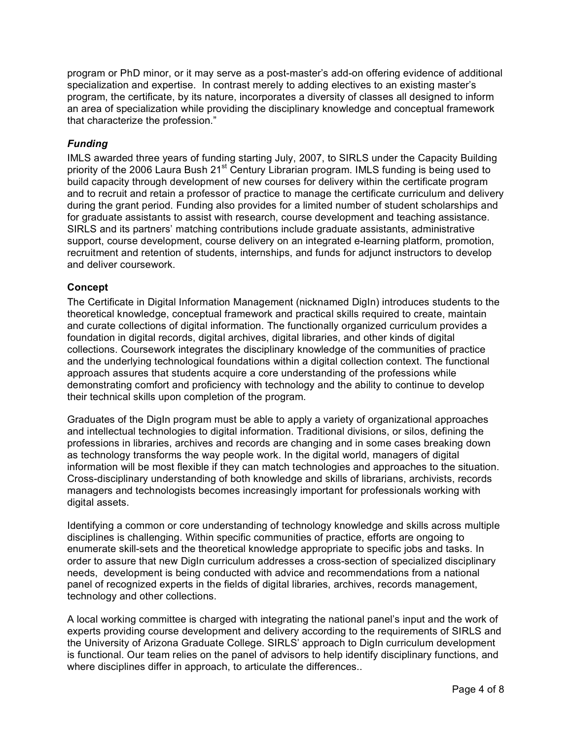program or PhD minor, or it may serve as a post-master's add-on offering evidence of additional specialization and expertise. In contrast merely to adding electives to an existing master's program, the certificate, by its nature, incorporates a diversity of classes all designed to inform an area of specialization while providing the disciplinary knowledge and conceptual framework that characterize the profession."

### *Funding*

IMLS awarded three years of funding starting July, 2007, to SIRLS under the Capacity Building priority of the 2006 Laura Bush 21st Century Librarian program. IMLS funding is being used to build capacity through development of new courses for delivery within the certificate program and to recruit and retain a professor of practice to manage the certificate curriculum and delivery during the grant period. Funding also provides for a limited number of student scholarships and for graduate assistants to assist with research, course development and teaching assistance. SIRLS and its partners' matching contributions include graduate assistants, administrative support, course development, course delivery on an integrated e-learning platform, promotion, recruitment and retention of students, internships, and funds for adjunct instructors to develop and deliver coursework.

### Concept

The Certificate in Digital Information Management (nicknamed DigIn) introduces students to the theoretical knowledge, conceptual framework and practical skills required to create, maintain and curate collections of digital information. The functionally organized curriculum provides a foundation in digital records, digital archives, digital libraries, and other kinds of digital collections. Coursework integrates the disciplinary knowledge of the communities of practice and the underlying technological foundations within a digital collection context. The functional approach assures that students acquire a core understanding of the professions while demonstrating comfort and proficiency with technology and the ability to continue to develop their technical skills upon completion of the program.

Graduates of the DigIn program must be able to apply a variety of organizational approaches and intellectual technologies to digital information. Traditional divisions, or silos, defining the professions in libraries, archives and records are changing and in some cases breaking down as technology transforms the way people work. In the digital world, managers of digital information will be most flexible if they can match technologies and approaches to the situation. Cross-disciplinary understanding of both knowledge and skills of librarians, archivists, records managers and technologists becomes increasingly important for professionals working with digital assets.

Identifying a common or core understanding of technology knowledge and skills across multiple disciplines is challenging. Within specific communities of practice, efforts are ongoing to enumerate skill-sets and the theoretical knowledge appropriate to specific jobs and tasks. In order to assure that new DigIn curriculum addresses a cross-section of specialized disciplinary needs, development is being conducted with advice and recommendations from a national panel of recognized experts in the fields of digital libraries, archives, records management, technology and other collections.

A local working committee is charged with integrating the national panel's input and the work of experts providing course development and delivery according to the requirements of SIRLS and the University of Arizona Graduate College. SIRLS' approach to DigIn curriculum development is functional. Our team relies on the panel of advisors to help identify disciplinary functions, and where disciplines differ in approach, to articulate the differences..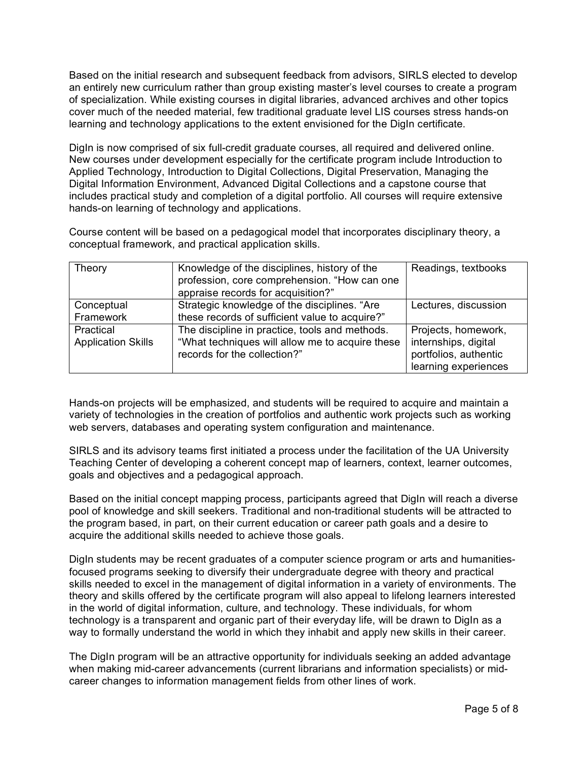Based on the initial research and subsequent feedback from advisors, SIRLS elected to develop an entirely new curriculum rather than group existing master's level courses to create a program of specialization. While existing courses in digital libraries, advanced archives and other topics cover much of the needed material, few traditional graduate level LIS courses stress hands-on learning and technology applications to the extent envisioned for the DigIn certificate.

DigIn is now comprised of six full-credit graduate courses, all required and delivered online. New courses under development especially for the certificate program include Introduction to Applied Technology, Introduction to Digital Collections, Digital Preservation, Managing the Digital Information Environment, Advanced Digital Collections and a capstone course that includes practical study and completion of a digital portfolio. All courses will require extensive hands-on learning of technology and applications.

Course content will be based on a pedagogical model that incorporates disciplinary theory, a conceptual framework, and practical application skills.

| | | |
|---|---|---|
| Theory | Knowledge of the disciplines, history of the profession, core comprehension. "How can one appraise records for acquisition?" | Readings, textbooks |
| Conceptual Framework | Strategic knowledge of the disciplines. "Are these records of sufficient value to acquire?" | Lectures, discussion |
| Practical Application Skills | The discipline in practice, tools and methods. "What techniques will allow me to acquire these records for the collection?" | Projects, homework, internships, digital portfolios, authentic learning experiences |

Hands-on projects will be emphasized, and students will be required to acquire and maintain a variety of technologies in the creation of portfolios and authentic work projects such as working web servers, databases and operating system configuration and maintenance.

SIRLS and its advisory teams first initiated a process under the facilitation of the UA University Teaching Center of developing a coherent concept map of learners, context, learner outcomes, goals and objectives and a pedagogical approach.

Based on the initial concept mapping process, participants agreed that DigIn will reach a diverse pool of knowledge and skill seekers. Traditional and non-traditional students will be attracted to the program based, in part, on their current education or career path goals and a desire to acquire the additional skills needed to achieve those goals.

DigIn students may be recent graduates of a computer science program or arts and humanities-focused programs seeking to diversify their undergraduate degree with theory and practical skills needed to excel in the management of digital information in a variety of environments. The theory and skills offered by the certificate program will also appeal to lifelong learners interested in the world of digital information, culture, and technology. These individuals, for whom technology is a transparent and organic part of their everyday life, will be drawn to DigIn as a way to formally understand the world in which they inhabit and apply new skills in their career.

The DigIn program will be an attractive opportunity for individuals seeking an added advantage when making mid-career advancements (current librarians and information specialists) or mid-career changes to information management fields from other lines of work.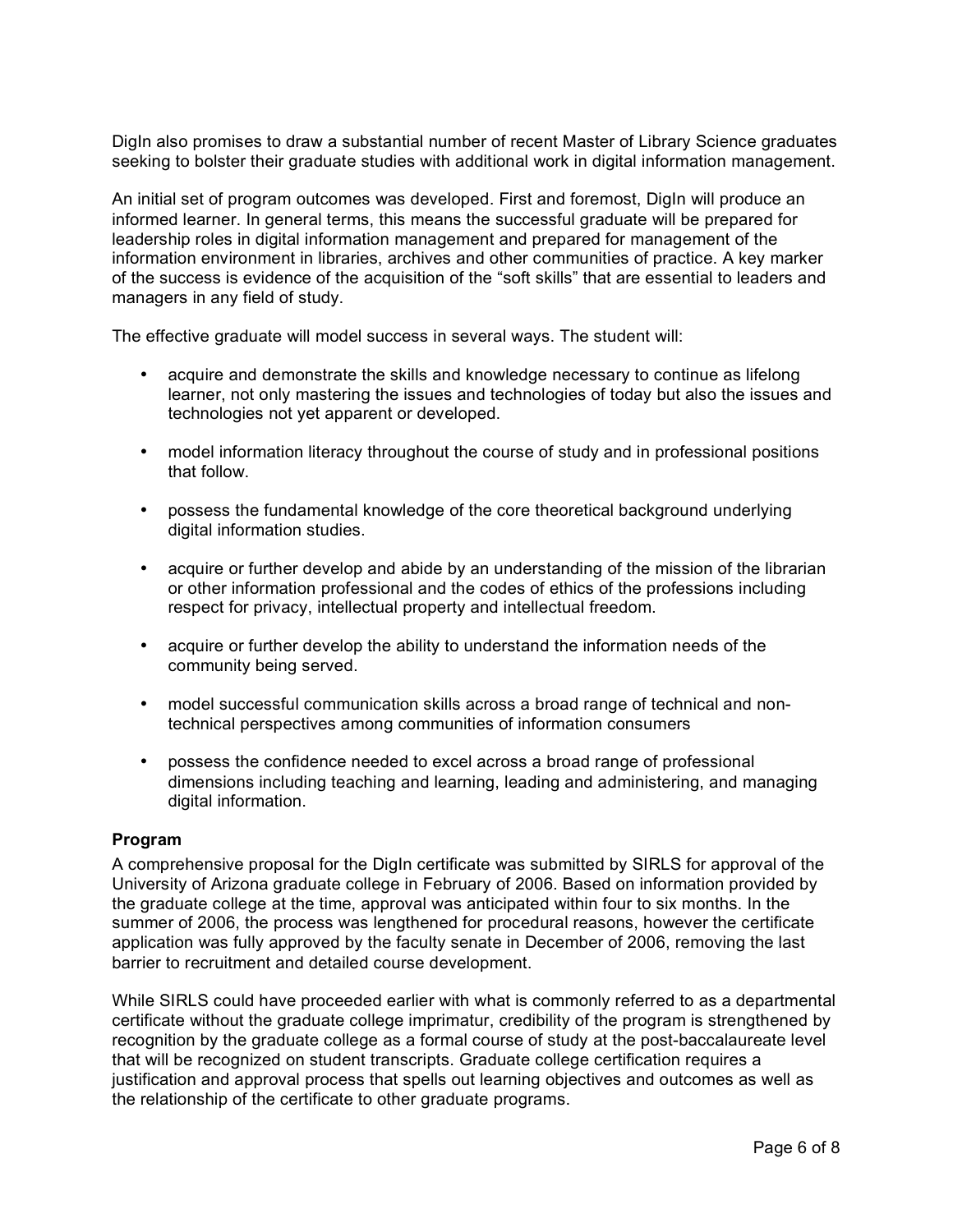DigIn also promises to draw a substantial number of recent Master of Library Science graduates seeking to bolster their graduate studies with additional work in digital information management.

An initial set of program outcomes was developed. First and foremost, DigIn will produce an informed learner. In general terms, this means the successful graduate will be prepared for leadership roles in digital information management and prepared for management of the information environment in libraries, archives and other communities of practice. A key marker of the success is evidence of the acquisition of the "soft skills" that are essential to leaders and managers in any field of study.

The effective graduate will model success in several ways. The student will:

- acquire and demonstrate the skills and knowledge necessary to continue as lifelong learner, not only mastering the issues and technologies of today but also the issues and technologies not yet apparent or developed.
- model information literacy throughout the course of study and in professional positions that follow.
- possess the fundamental knowledge of the core theoretical background underlying digital information studies.
- acquire or further develop and abide by an understanding of the mission of the librarian or other information professional and the codes of ethics of the professions including respect for privacy, intellectual property and intellectual freedom.
- acquire or further develop the ability to understand the information needs of the community being served.
- model successful communication skills across a broad range of technical and non-technical perspectives among communities of information consumers
- possess the confidence needed to excel across a broad range of professional dimensions including teaching and learning, leading and administering, and managing digital information.

### Program

A comprehensive proposal for the DigIn certificate was submitted by SIRLS for approval of the University of Arizona graduate college in February of 2006. Based on information provided by the graduate college at the time, approval was anticipated within four to six months. In the summer of 2006, the process was lengthened for procedural reasons, however the certificate application was fully approved by the faculty senate in December of 2006, removing the last barrier to recruitment and detailed course development.

While SIRLS could have proceeded earlier with what is commonly referred to as a departmental certificate without the graduate college imprimatur, credibility of the program is strengthened by recognition by the graduate college as a formal course of study at the post-baccalaureate level that will be recognized on student transcripts. Graduate college certification requires a justification and approval process that spells out learning objectives and outcomes as well as the relationship of the certificate to other graduate programs.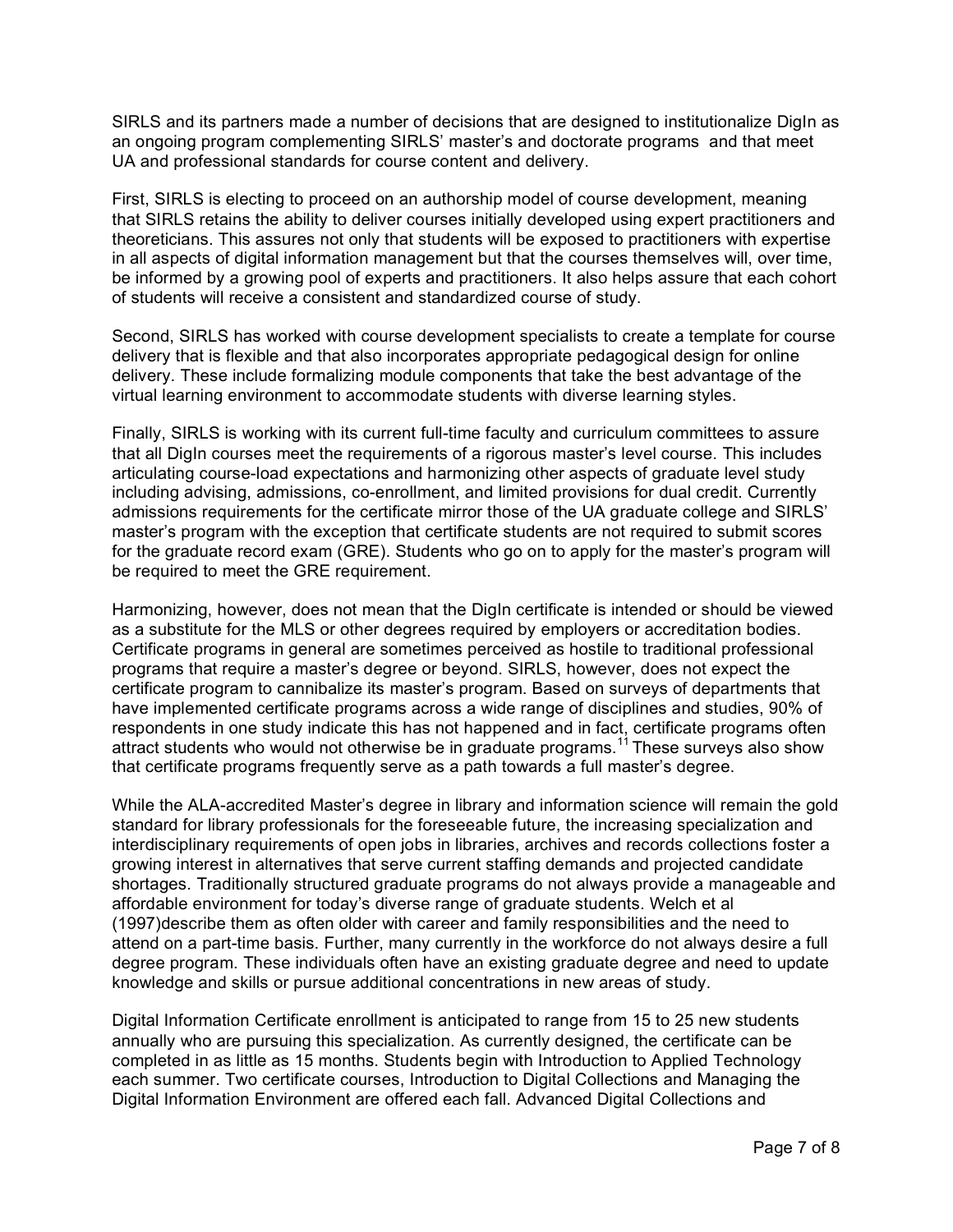SIRLS and its partners made a number of decisions that are designed to institutionalize DigIn as an ongoing program complementing SIRLS' master's and doctorate programs and that meet UA and professional standards for course content and delivery.

First, SIRLS is electing to proceed on an authorship model of course development, meaning that SIRLS retains the ability to deliver courses initially developed using expert practitioners and theoreticians. This assures not only that students will be exposed to practitioners with expertise in all aspects of digital information management but that the courses themselves will, over time, be informed by a growing pool of experts and practitioners. It also helps assure that each cohort of students will receive a consistent and standardized course of study.

Second, SIRLS has worked with course development specialists to create a template for course delivery that is flexible and that also incorporates appropriate pedagogical design for online delivery. These include formalizing module components that take the best advantage of the virtual learning environment to accommodate students with diverse learning styles.

Finally, SIRLS is working with its current full-time faculty and curriculum committees to assure that all DigIn courses meet the requirements of a rigorous master's level course. This includes articulating course-load expectations and harmonizing other aspects of graduate level study including advising, admissions, co-enrollment, and limited provisions for dual credit. Currently admissions requirements for the certificate mirror those of the UA graduate college and SIRLS' master's program with the exception that certificate students are not required to submit scores for the graduate record exam (GRE). Students who go on to apply for the master's program will be required to meet the GRE requirement.

Harmonizing, however, does not mean that the DigIn certificate is intended or should be viewed as a substitute for the MLS or other degrees required by employers or accreditation bodies. Certificate programs in general are sometimes perceived as hostile to traditional professional programs that require a master's degree or beyond. SIRLS, however, does not expect the certificate program to cannibalize its master's program. Based on surveys of departments that have implemented certificate programs across a wide range of disciplines and studies, 90% of respondents in one study indicate this has not happened and in fact, certificate programs often attract students who would not otherwise be in graduate programs.[11] These surveys also show that certificate programs frequently serve as a path towards a full master's degree.

While the ALA-accredited Master's degree in library and information science will remain the gold standard for library professionals for the foreseeable future, the increasing specialization and interdisciplinary requirements of open jobs in libraries, archives and records collections foster a growing interest in alternatives that serve current staffing demands and projected candidate shortages. Traditionally structured graduate programs do not always provide a manageable and affordable environment for today's diverse range of graduate students. Welch et al (1997)describe them as often older with career and family responsibilities and the need to attend on a part-time basis. Further, many currently in the workforce do not always desire a full degree program. These individuals often have an existing graduate degree and need to update knowledge and skills or pursue additional concentrations in new areas of study.

Digital Information Certificate enrollment is anticipated to range from 15 to 25 new students annually who are pursuing this specialization. As currently designed, the certificate can be completed in as little as 15 months. Students begin with Introduction to Applied Technology each summer. Two certificate courses, Introduction to Digital Collections and Managing the Digital Information Environment are offered each fall. Advanced Digital Collections and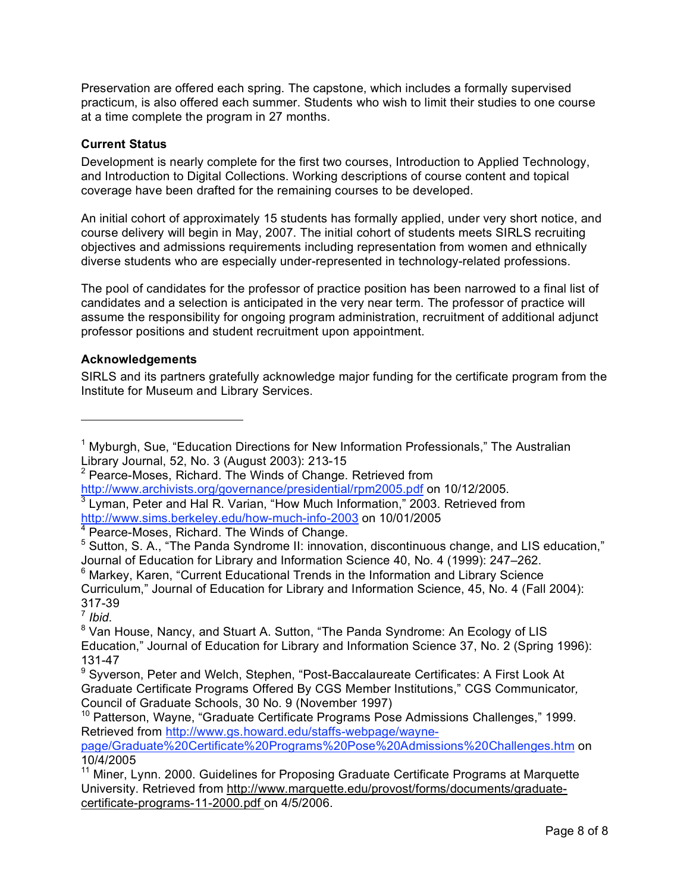Preservation are offered each spring. The capstone, which includes a formally supervised practicum, is also offered each summer. Students who wish to limit their studies to one course at a time complete the program in 27 months.

**Current Status**

Development is nearly complete for the first two courses, Introduction to Applied Technology, and Introduction to Digital Collections. Working descriptions of course content and topical coverage have been drafted for the remaining courses to be developed.

An initial cohort of approximately 15 students has formally applied, under very short notice, and course delivery will begin in May, 2007. The initial cohort of students meets SIRLS recruiting objectives and admissions requirements including representation from women and ethnically diverse students who are especially under-represented in technology-related professions.

The pool of candidates for the professor of practice position has been narrowed to a final list of candidates and a selection is anticipated in the very near term. The professor of practice will assume the responsibility for ongoing program administration, recruitment of additional adjunct professor positions and student recruitment upon appointment.

**Acknowledgements**

SIRLS and its partners gratefully acknowledge major funding for the certificate program from the Institute for Museum and Library Services.

---

[1] Myburgh, Sue, "Education Directions for New Information Professionals," The Australian Library Journal, 52, No. 3 (August 2003): 213-15

[2] Pearce-Moses, Richard. The Winds of Change. Retrieved from http://www.archivists.org/governance/presidential/rpm2005.pdf on 10/12/2005.

[3] Lyman, Peter and Hal R. Varian, "How Much Information," 2003. Retrieved from http://www.sims.berkeley.edu/how-much-info-2003 on 10/01/2005

[4] Pearce-Moses, Richard. The Winds of Change.

[5] Sutton, S. A., "The Panda Syndrome II: innovation, discontinuous change, and LIS education," Journal of Education for Library and Information Science 40, No. 4 (1999): 247–262.

[6] Markey, Karen, "Current Educational Trends in the Information and Library Science Curriculum," Journal of Education for Library and Information Science, 45, No. 4 (Fall 2004): 317-39

[7] *Ibid*.

[8] Van House, Nancy, and Stuart A. Sutton, "The Panda Syndrome: An Ecology of LIS Education," Journal of Education for Library and Information Science 37, No. 2 (Spring 1996): 131-47

[9] Syverson, Peter and Welch, Stephen, "Post-Baccalaureate Certificates: A First Look At Graduate Certificate Programs Offered By CGS Member Institutions," CGS Communicator*,* Council of Graduate Schools, 30 No. 9 (November 1997)

[10] Patterson, Wayne, "Graduate Certificate Programs Pose Admissions Challenges," 1999. Retrieved from http://www.gs.howard.edu/staffs-webpage/wayne-page/Graduate%20Certificate%20Programs%20Pose%20Admissions%20Challenges.htm on 10/4/2005

[11] Miner, Lynn. 2000. Guidelines for Proposing Graduate Certificate Programs at Marquette University. Retrieved from http://www.marquette.edu/provost/forms/documents/graduate-certificate-programs-11-2000.pdf on 4/5/2006.